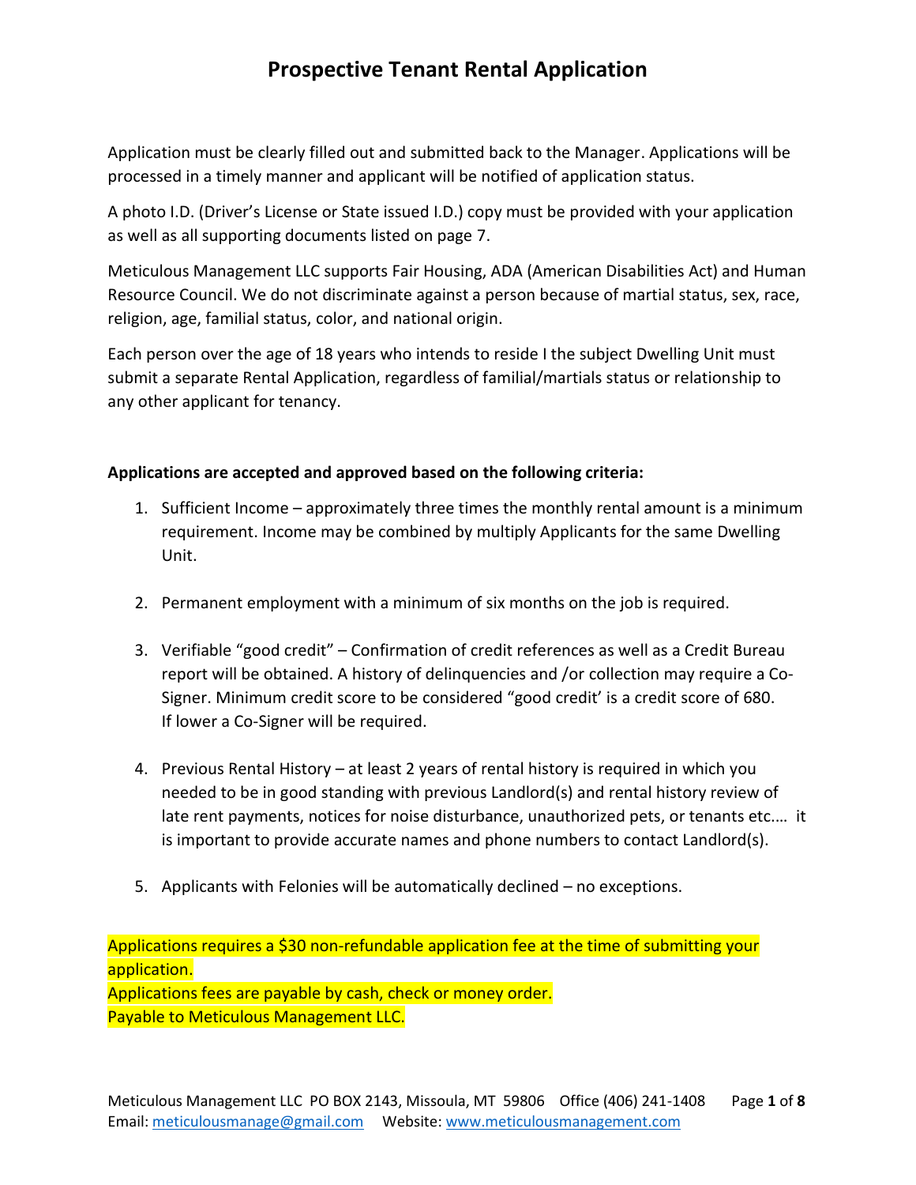# Prospective Tenant Rental Application

Application must be clearly filled out and submitted back to the Manager. Applications will be processed in a timely manner and applicant will be notified of application status.

A photo I.D. (Driver's License or State issued I.D.) copy must be provided with your application as well as all supporting documents listed on page 7.

Meticulous Management LLC supports Fair Housing, ADA (American Disabilities Act) and Human Resource Council. We do not discriminate against a person because of martial status, sex, race, religion, age, familial status, color, and national origin.

Each person over the age of 18 years who intends to reside I the subject Dwelling Unit must submit a separate Rental Application, regardless of familial/martials status or relationship to any other applicant for tenancy.

**Applications are accepted and approved based on the following criteria:**

1. Sufficient Income – approximately three times the monthly rental amount is a minimum requirement. Income may be combined by multiply Applicants for the same Dwelling Unit.

2. Permanent employment with a minimum of six months on the job is required.

3. Verifiable "good credit" – Confirmation of credit references as well as a Credit Bureau report will be obtained. A history of delinquencies and /or collection may require a Co-Signer. Minimum credit score to be considered "good credit' is a credit score of 680. If lower a Co-Signer will be required.

4. Previous Rental History – at least 2 years of rental history is required in which you needed to be in good standing with previous Landlord(s) and rental history review of late rent payments, notices for noise disturbance, unauthorized pets, or tenants etc.… it is important to provide accurate names and phone numbers to contact Landlord(s).

5. Applicants with Felonies will be automatically declined – no exceptions.

Applications requires a $30 non-refundable application fee at the time of submitting your application.
Applications fees are payable by cash, check or money order.
Payable to Meticulous Management LLC.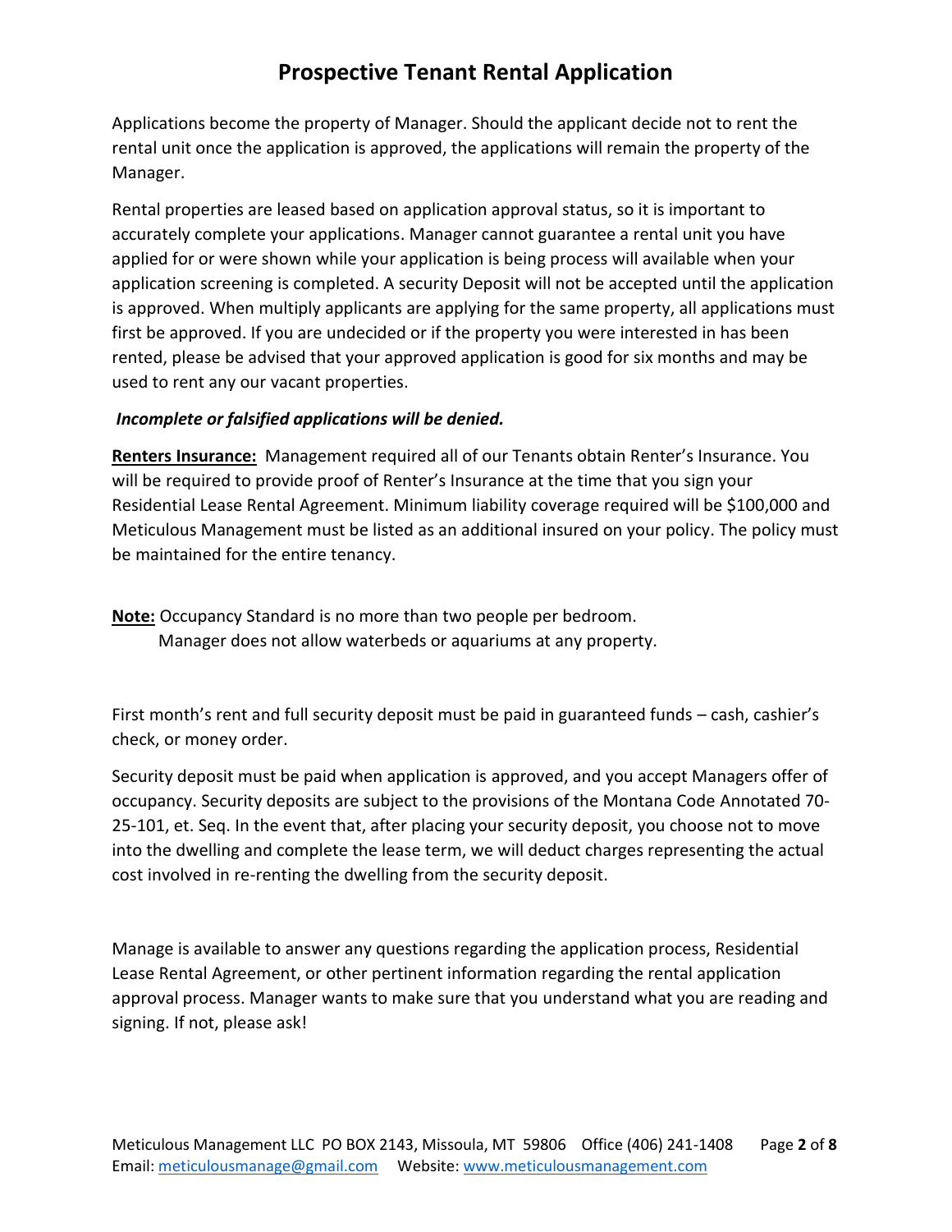# Prospective Tenant Rental Application

Applications become the property of Manager. Should the applicant decide not to rent the rental unit once the application is approved, the applications will remain the property of the Manager.

Rental properties are leased based on application approval status, so it is important to accurately complete your applications. Manager cannot guarantee a rental unit you have applied for or were shown while your application is being process will available when your application screening is completed. A security Deposit will not be accepted until the application is approved. When multiply applicants are applying for the same property, all applications must first be approved. If you are undecided or if the property you were interested in has been rented, please be advised that your approved application is good for six months and may be used to rent any our vacant properties.

***Incomplete or falsified applications will be denied.***

**Renters Insurance:** Management required all of our Tenants obtain Renter's Insurance. You will be required to provide proof of Renter's Insurance at the time that you sign your Residential Lease Rental Agreement. Minimum liability coverage required will be $100,000 and Meticulous Management must be listed as an additional insured on your policy. The policy must be maintained for the entire tenancy.

**Note:** Occupancy Standard is no more than two people per bedroom.
Manager does not allow waterbeds or aquariums at any property.

First month's rent and full security deposit must be paid in guaranteed funds – cash, cashier's check, or money order.

Security deposit must be paid when application is approved, and you accept Managers offer of occupancy. Security deposits are subject to the provisions of the Montana Code Annotated 70-25-101, et. Seq. In the event that, after placing your security deposit, you choose not to move into the dwelling and complete the lease term, we will deduct charges representing the actual cost involved in re-renting the dwelling from the security deposit.

Manage is available to answer any questions regarding the application process, Residential Lease Rental Agreement, or other pertinent information regarding the rental application approval process. Manager wants to make sure that you understand what you are reading and signing. If not, please ask!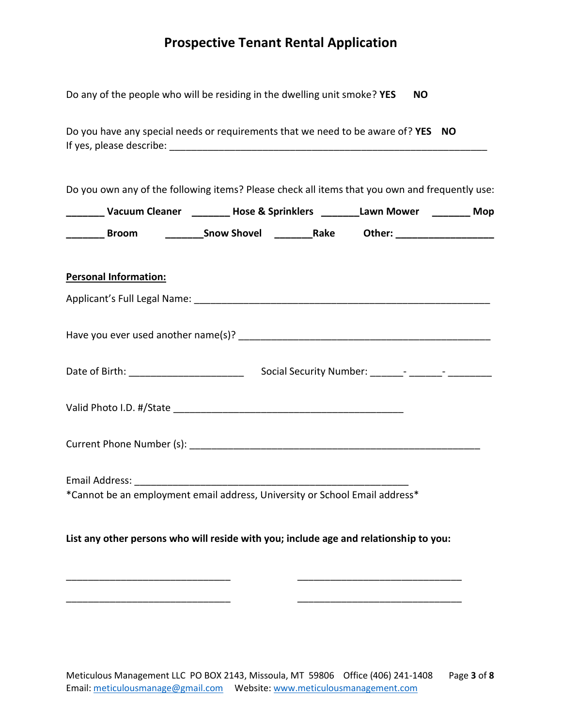# Prospective Tenant Rental Application

Do any of the people who will be residing in the dwelling unit smoke? **YES** **NO**

Do you have any special needs or requirements that we need to be aware of? **YES** **NO**
If yes, please describe: ____________________________________________________________

Do you own any of the following items? Please check all items that you own and frequently use:

**_______ Vacuum Cleaner _______ Hose & Sprinklers _______Lawn Mower _______ Mop**

**_______ Broom _______Snow Shovel _______Rake Other: __________________**

**Personal Information:**

Applicant's Full Legal Name: ________________________________________________________

Have you ever used another name(s)? _______________________________________________

Date of Birth: _____________________ Social Security Number: ______- ______- ________

Valid Photo I.D. #/State ___________________________________________

Current Phone Number (s): _______________________________________________________

Email Address: ___________________________________________________
*Cannot be an employment email address, University or School Email address*

**List any other persons who will reside with you; include age and relationship to you:**

_______________________________ _______________________________

_______________________________ _______________________________

Meticulous Management LLC PO BOX 2143, Missoula, MT 59806 Office (406) 241-1408
Email: meticulousmanage@gmail.com Website: www.meticulousmanagement.com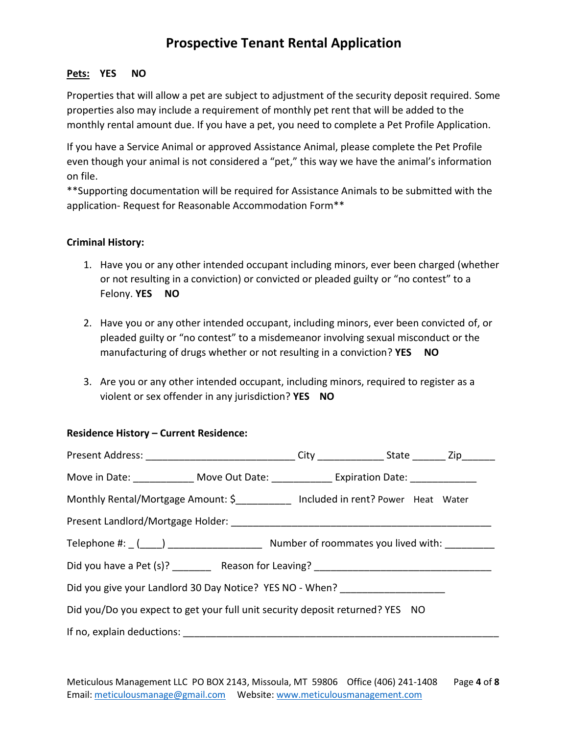# Prospective Tenant Rental Application

**<u>Pets:</u> YES NO**

Properties that will allow a pet are subject to adjustment of the security deposit required. Some properties also may include a requirement of monthly pet rent that will be added to the monthly rental amount due. If you have a pet, you need to complete a Pet Profile Application.

If you have a Service Animal or approved Assistance Animal, please complete the Pet Profile even though your animal is not considered a "pet," this way we have the animal's information on file.
**Supporting documentation will be required for Assistance Animals to be submitted with the application- Request for Reasonable Accommodation Form**

**Criminal History:**

1. Have you or any other intended occupant including minors, ever been charged (whether or not resulting in a conviction) or convicted or pleaded guilty or "no contest" to a Felony. **YES NO**

2. Have you or any other intended occupant, including minors, ever been convicted of, or pleaded guilty or "no contest" to a misdemeanor involving sexual misconduct or the manufacturing of drugs whether or not resulting in a conviction? **YES NO**

3. Are you or any other intended occupant, including minors, required to register as a violent or sex offender in any jurisdiction? **YES NO**

**Residence History – Current Residence:**

Present Address: ___________________________ City ____________ State ______ Zip______

Move in Date: ___________ Move Out Date: ___________ Expiration Date: ____________

Monthly Rental/Mortgage Amount: $__________ Included in rent? Power Heat Water

Present Landlord/Mortgage Holder: ________________________________________________

Telephone #: _ (____) _________________ Number of roommates you lived with: _________

Did you have a Pet (s)? _______ Reason for Leaving? ________________________________

Did you give your Landlord 30 Day Notice? YES NO - When? ___________________

Did you/Do you expect to get your full unit security deposit returned? YES NO

If no, explain deductions: ______________________________________________________

Meticulous Management LLC PO BOX 2143, Missoula, MT 59806 Office (406) 241-1408
Email: meticulousmanage@gmail.com Website: www.meticulousmanagement.com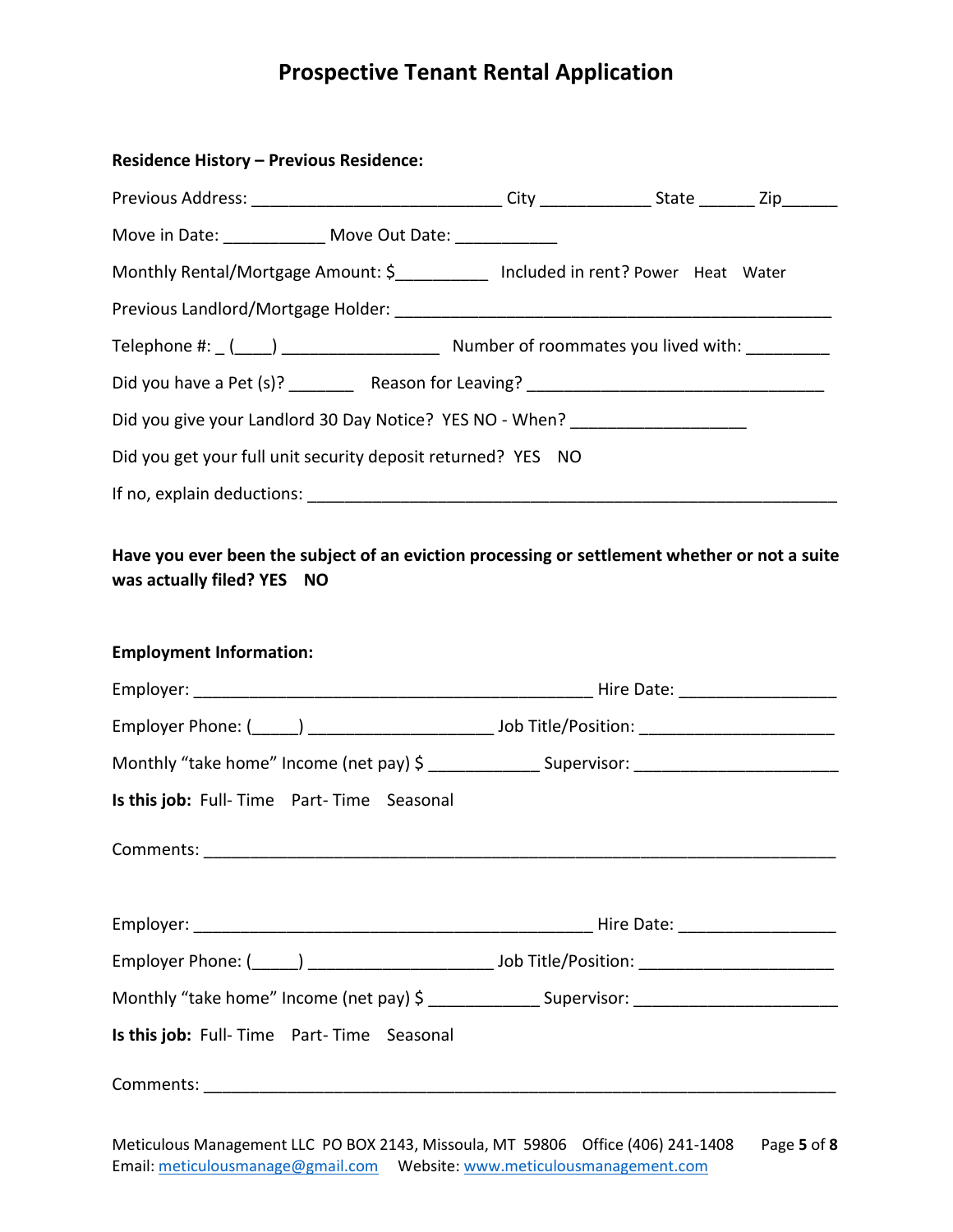# Prospective Tenant Rental Application

**Residence History – Previous Residence:**

Previous Address: ___________________________ City ____________ State ______ Zip______

Move in Date: ___________ Move Out Date: ___________

Monthly Rental/Mortgage Amount: $__________ Included in rent? Power Heat Water

Previous Landlord/Mortgage Holder: ________________________________________________

Telephone #: _ (____) _________________ Number of roommates you lived with: _________

Did you have a Pet (s)? _______ Reason for Leaving? ________________________________

Did you give your Landlord 30 Day Notice? YES NO - When? ___________________

Did you get your full unit security deposit returned? YES NO

If no, explain deductions: __________________________________________________________

**Have you ever been the subject of an eviction processing or settlement whether or not a suite was actually filed? YES NO**

**Employment Information:**

Employer: ____________________________________________ Hire Date: _________________

Employer Phone: (_____) ____________________ Job Title/Position: _____________________

Monthly "take home" Income (net pay) $ ____________ Supervisor: ______________________

**Is this job:** Full- Time Part- Time Seasonal

Comments: _____________________________________________________________________

Employer: ____________________________________________ Hire Date: _________________

Employer Phone: (_____) ____________________ Job Title/Position: _____________________

Monthly "take home" Income (net pay) $ ____________ Supervisor: ______________________

**Is this job:** Full- Time Part- Time Seasonal

Comments: _____________________________________________________________________

Meticulous Management LLC PO BOX 2143, Missoula, MT 59806 Office (406) 241-1408
Email: meticulousmanage@gmail.com Website: www.meticulousmanagement.com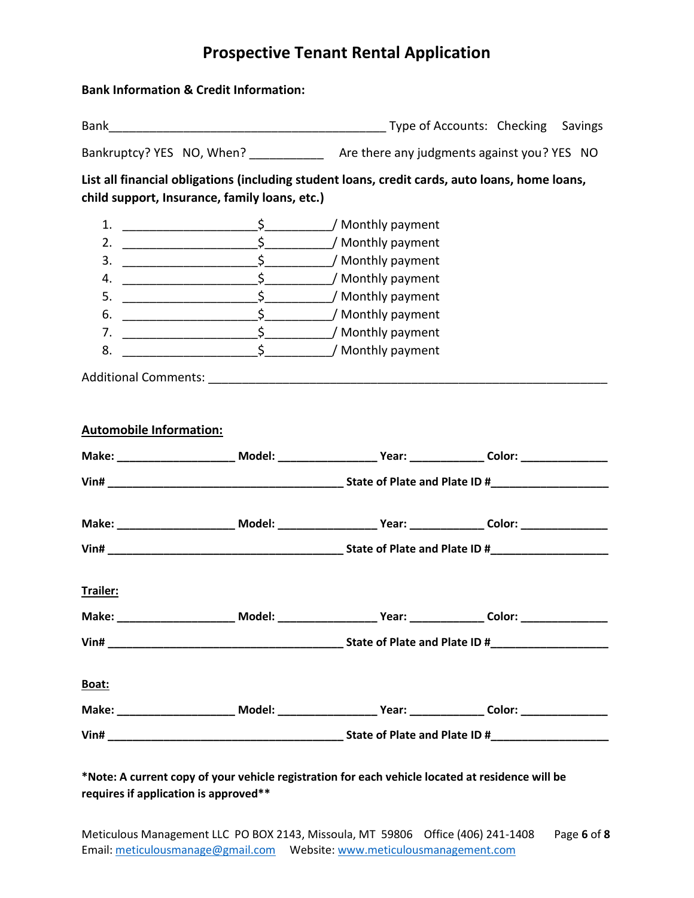# Prospective Tenant Rental Application

**Bank Information & Credit Information:**

Bank_________________________________________ Type of Accounts: Checking Savings

Bankruptcy? YES NO, When? ___________ Are there any judgments against you? YES NO

**List all financial obligations (including student loans, credit cards, auto loans, home loans, child support, Insurance, family loans, etc.)**

1. ____________________$__________/ Monthly payment
2. ____________________$__________/ Monthly payment
3. ____________________$__________/ Monthly payment
4. ____________________$__________/ Monthly payment
5. ____________________$__________/ Monthly payment
6. ____________________$__________/ Monthly payment
7. ____________________$__________/ Monthly payment
8. ____________________$__________/ Monthly payment

Additional Comments: ____________________________________________________________

**Automobile Information:**

**Make:** __________________ **Model:** _______________ **Year:** ___________ **Color:** _____________

**Vin#** ____________________________________ **State of Plate and Plate ID #**__________________

**Make:** __________________ **Model:** _______________ **Year:** ___________ **Color:** _____________

**Vin#** ____________________________________ **State of Plate and Plate ID #**__________________

**Trailer:**

**Make:** __________________ **Model:** _______________ **Year:** ___________ **Color:** _____________

**Vin#** ____________________________________ **State of Plate and Plate ID #**__________________

**Boat:**

**Make:** __________________ **Model:** _______________ **Year:** ___________ **Color:** _____________

**Vin#** ____________________________________ **State of Plate and Plate ID #**__________________

**\*Note: A current copy of your vehicle registration for each vehicle located at residence will be requires if application is approved\*\***

Meticulous Management LLC PO BOX 2143, Missoula, MT 59806 Office (406) 241-1408
Email: meticulousmanage@gmail.com Website: www.meticulousmanagement.com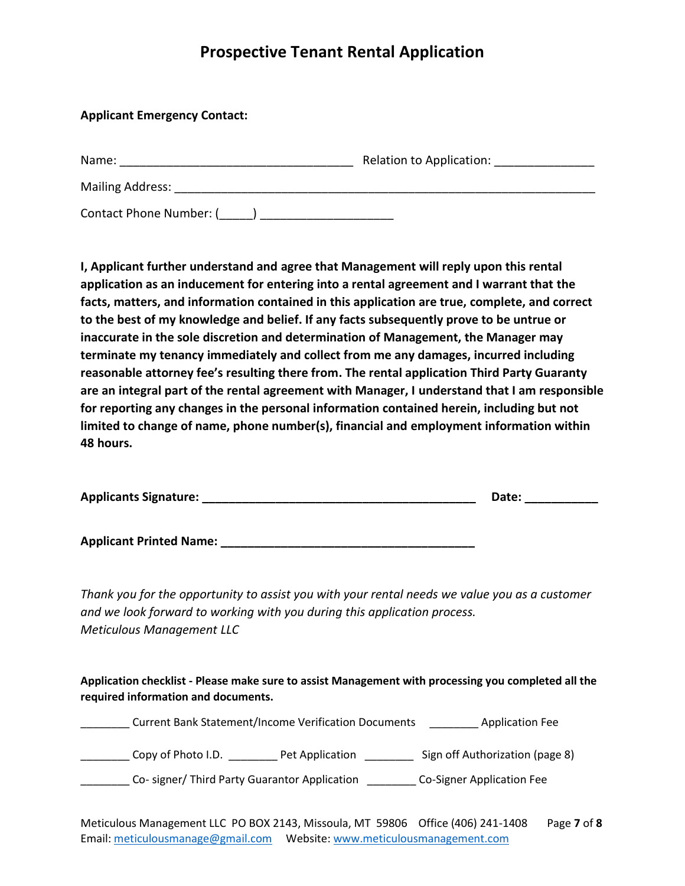# Prospective Tenant Rental Application

**Applicant Emergency Contact:**

Name: ___________________________________ Relation to Application: _______________

Mailing Address: _________________________________________________________________

Contact Phone Number: (_____) ____________________

**I, Applicant further understand and agree that Management will reply upon this rental application as an inducement for entering into a rental agreement and I warrant that the facts, matters, and information contained in this application are true, complete, and correct to the best of my knowledge and belief. If any facts subsequently prove to be untrue or inaccurate in the sole discretion and determination of Management, the Manager may terminate my tenancy immediately and collect from me any damages, incurred including reasonable attorney fee's resulting there from. The rental application Third Party Guaranty are an integral part of the rental agreement with Manager, I understand that I am responsible for reporting any changes in the personal information contained herein, including but not limited to change of name, phone number(s), financial and employment information within 48 hours.**

**Applicants Signature: __________________________________________ Date: ___________**

**Applicant Printed Name: _______________________________________**

*Thank you for the opportunity to assist you with your rental needs we value you as a customer and we look forward to working with you during this application process.*
*Meticulous Management LLC*

**Application checklist - Please make sure to assist Management with processing you completed all the required information and documents.**

________ Current Bank Statement/Income Verification Documents ________ Application Fee

________ Copy of Photo I.D. ________ Pet Application ________ Sign off Authorization (page 8)

________ Co- signer/ Third Party Guarantor Application ________ Co-Signer Application Fee

Meticulous Management LLC PO BOX 2143, Missoula, MT 59806 Office (406) 241-1408
Email: meticulousmanage@gmail.com Website: www.meticulousmanagement.com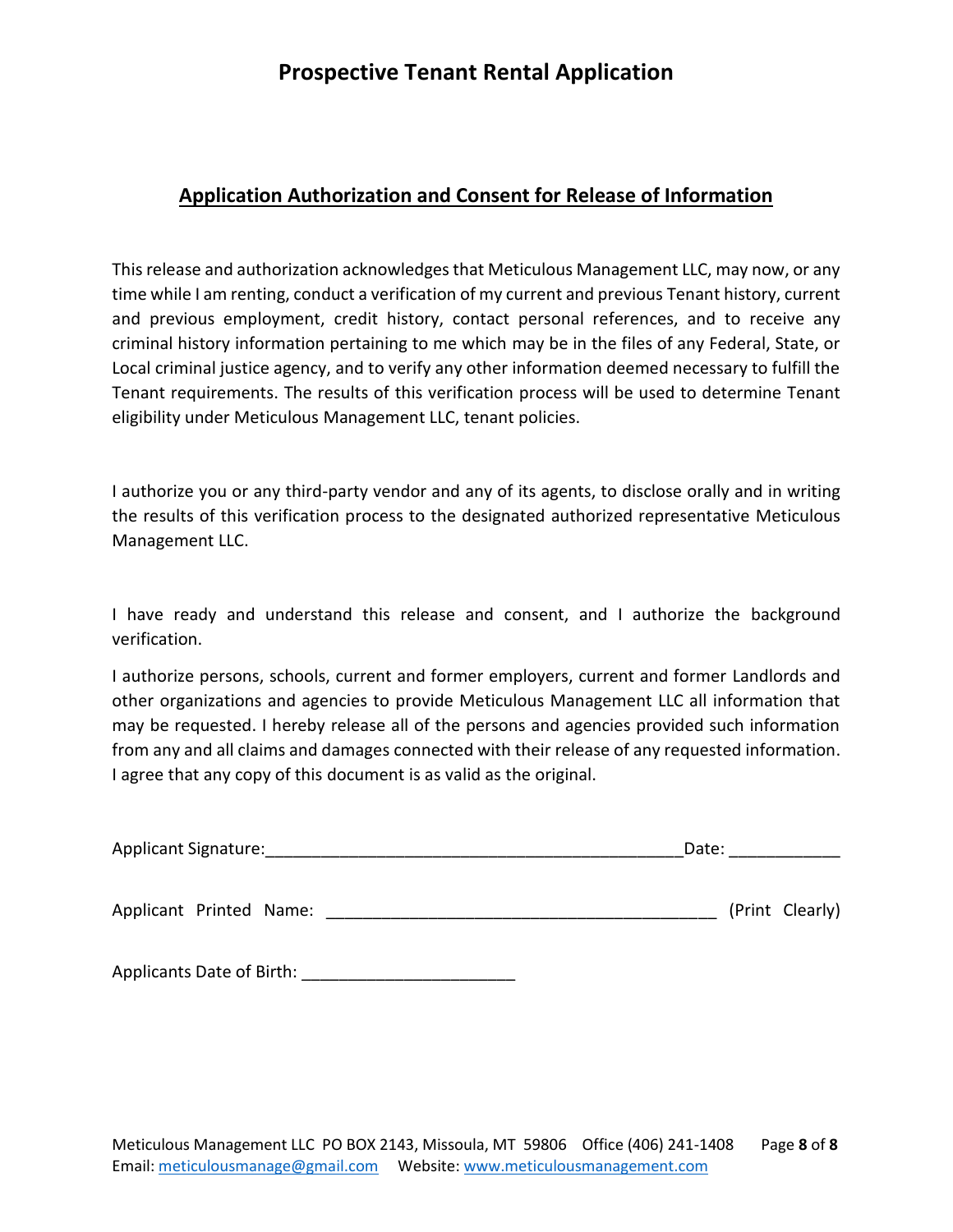# Prospective Tenant Rental Application

## Application Authorization and Consent for Release of Information

This release and authorization acknowledges that Meticulous Management LLC, may now, or any time while I am renting, conduct a verification of my current and previous Tenant history, current and previous employment, credit history, contact personal references, and to receive any criminal history information pertaining to me which may be in the files of any Federal, State, or Local criminal justice agency, and to verify any other information deemed necessary to fulfill the Tenant requirements. The results of this verification process will be used to determine Tenant eligibility under Meticulous Management LLC, tenant policies.

I authorize you or any third-party vendor and any of its agents, to disclose orally and in writing the results of this verification process to the designated authorized representative Meticulous Management LLC.

I have ready and understand this release and consent, and I authorize the background verification.

I authorize persons, schools, current and former employers, current and former Landlords and other organizations and agencies to provide Meticulous Management LLC all information that may be requested. I hereby release all of the persons and agencies provided such information from any and all claims and damages connected with their release of any requested information. I agree that any copy of this document is as valid as the original.

Applicant Signature:_____________________________________________Date: ___________

Applicant Printed Name: __________________________________________ (Print Clearly)

Applicants Date of Birth: ______________________

Meticulous Management LLC PO BOX 2143, Missoula, MT 59806 Office (406) 241-1408
Email: meticulousmanage@gmail.com Website: www.meticulousmanagement.com